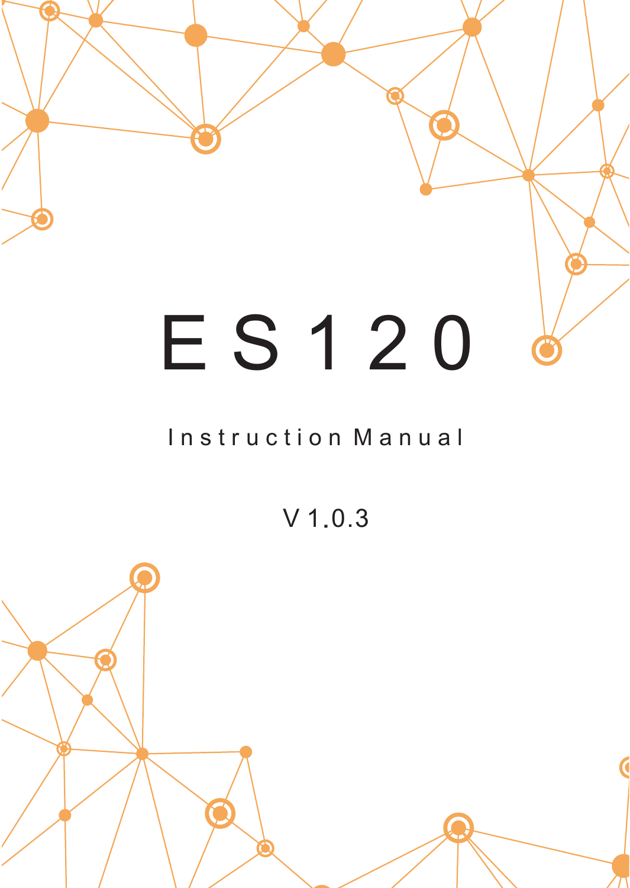# ES120

Instruction Manual

V 1.0.3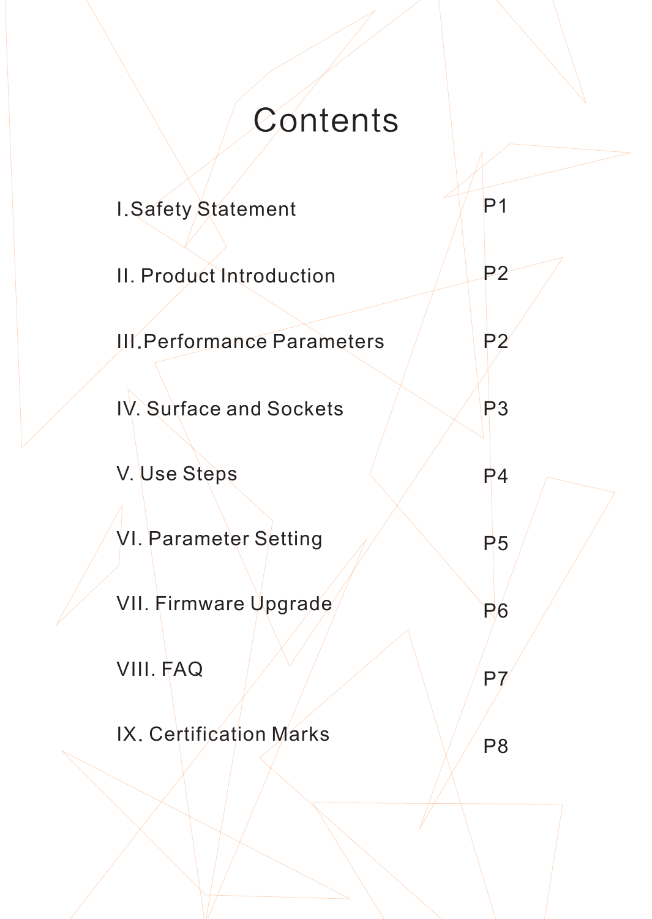# Contents

| | |
|---|---|
| I.Safety Statement | P1 |
| II. Product Introduction | P2 |
| III.Performance Parameters | P2 |
| IV. Surface and Sockets | P3 |
| V. Use Steps | P4 |
| VI. Parameter Setting | P5 |
| VII. Firmware Upgrade | P6 |
| VIII. FAQ | P7 |
| IX. Certification Marks | P8 |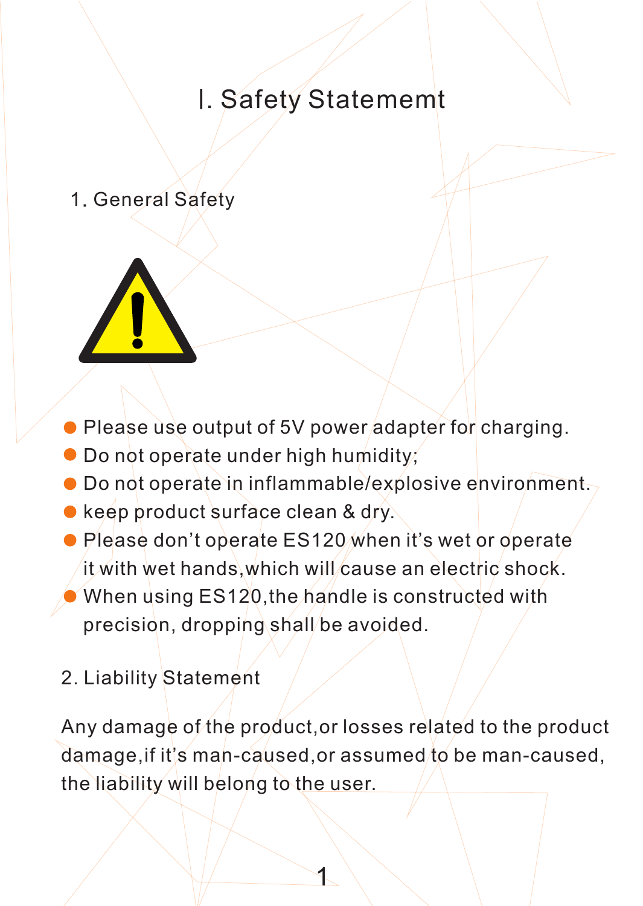# Ⅰ. Safety Statememt

## 1. General Safety

- Please use output of 5V power adapter for charging.
- Do not operate under high humidity;
- Do not operate in inflammable/explosive environment.
- keep product surface clean & dry.
- Please don't operate ES120 when it's wet or operate it with wet hands,which will cause an electric shock.
- When using ES120,the handle is constructed with precision, dropping shall be avoided.

## 2. Liability Statement

Any damage of the product,or losses related to the product damage,if it's man-caused,or assumed to be man-caused, the liability will belong to the user.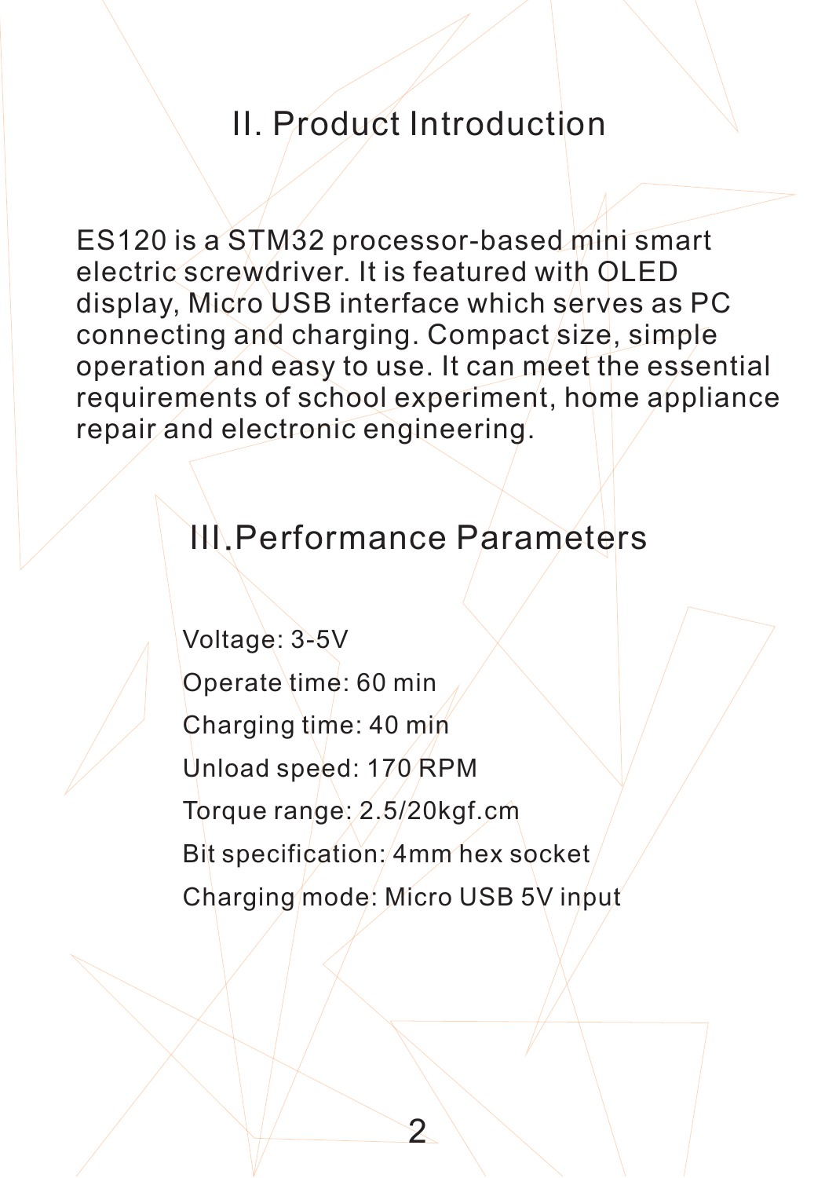## II. Product Introduction

ES120 is a STM32 processor-based mini smart electric screwdriver. It is featured with OLED display, Micro USB interface which serves as PC connecting and charging. Compact size, simple operation and easy to use. It can meet the essential requirements of school experiment, home appliance repair and electronic engineering.

## III.Performance Parameters

Voltage: 3-5V

Operate time: 60 min

Charging time: 40 min

Unload speed: 170 RPM

Torque range: 2.5/20kgf.cm

Bit specification: 4mm hex socket

Charging mode: Micro USB 5V input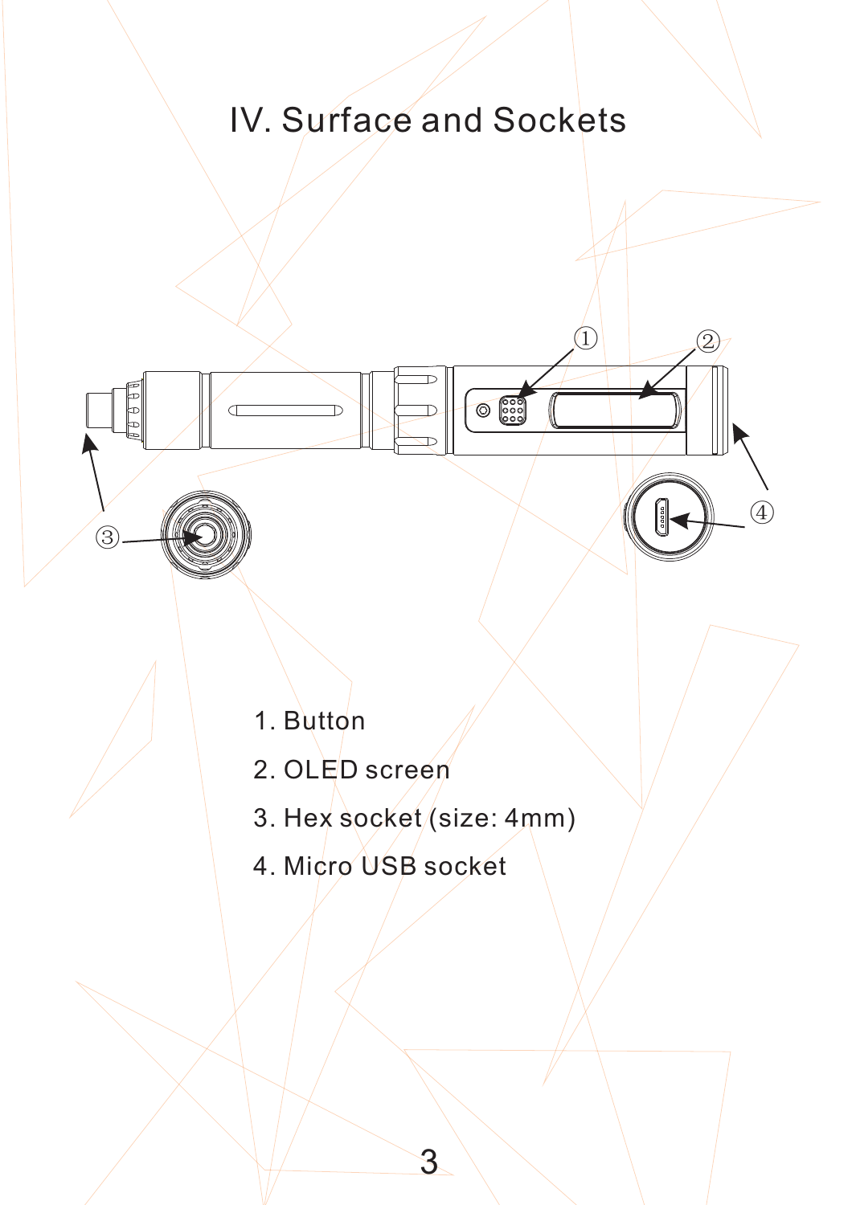# IV. Surface and Sockets

1. Button
2. OLED screen
3. Hex socket (size: 4mm)
4. Micro USB socket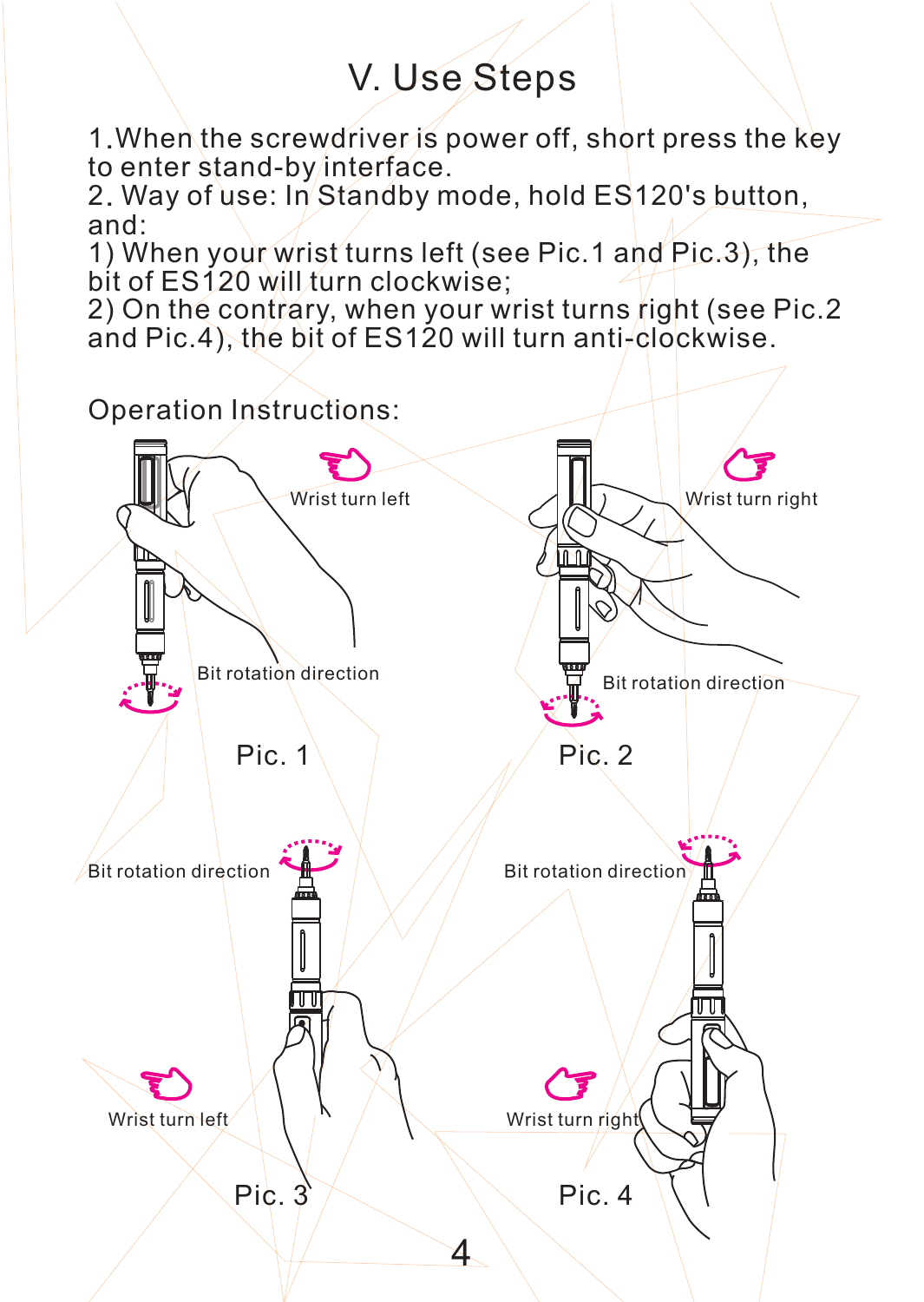# V. Use Steps

1. When the screwdriver is power off, short press the key to enter stand-by interface.
2. Way of use: In Standby mode, hold ES120's button, and:
   1) When your wrist turns left (see Pic.1 and Pic.3), the bit of ES120 will turn clockwise;
   2) On the contrary, when your wrist turns right (see Pic.2 and Pic.4), the bit of ES120 will turn anti-clockwise.

Operation Instructions:

Wrist turn left

Bit rotation direction

Pic. 1

Wrist turn right

Bit rotation direction

Pic. 2

Bit rotation direction

Wrist turn left

Pic. 3

Bit rotation direction

Wrist turn right

Pic. 4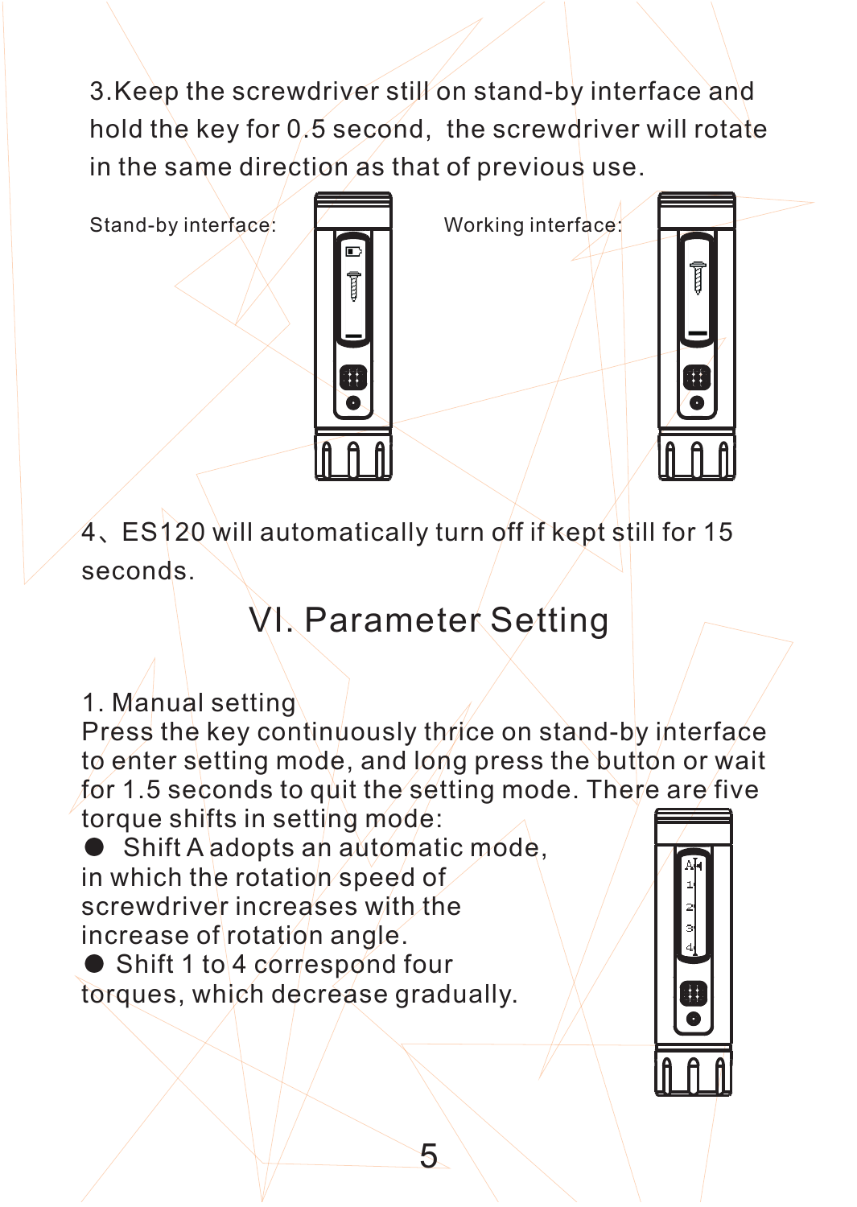3.Keep the screwdriver still on stand-by interface and hold the key for 0.5 second, the screwdriver will rotate in the same direction as that of previous use.

Stand-by interface: Working interface:

4、ES120 will automatically turn off if kept still for 15 seconds.

## VI. Parameter Setting

1. Manual setting

Press the key continuously thrice on stand-by interface to enter setting mode, and long press the button or wait for 1.5 seconds to quit the setting mode. There are five torque shifts in setting mode:

- Shift A adopts an automatic mode, in which the rotation speed of screwdriver increases with the increase of rotation angle.
- Shift 1 to 4 correspond four torques, which decrease gradually.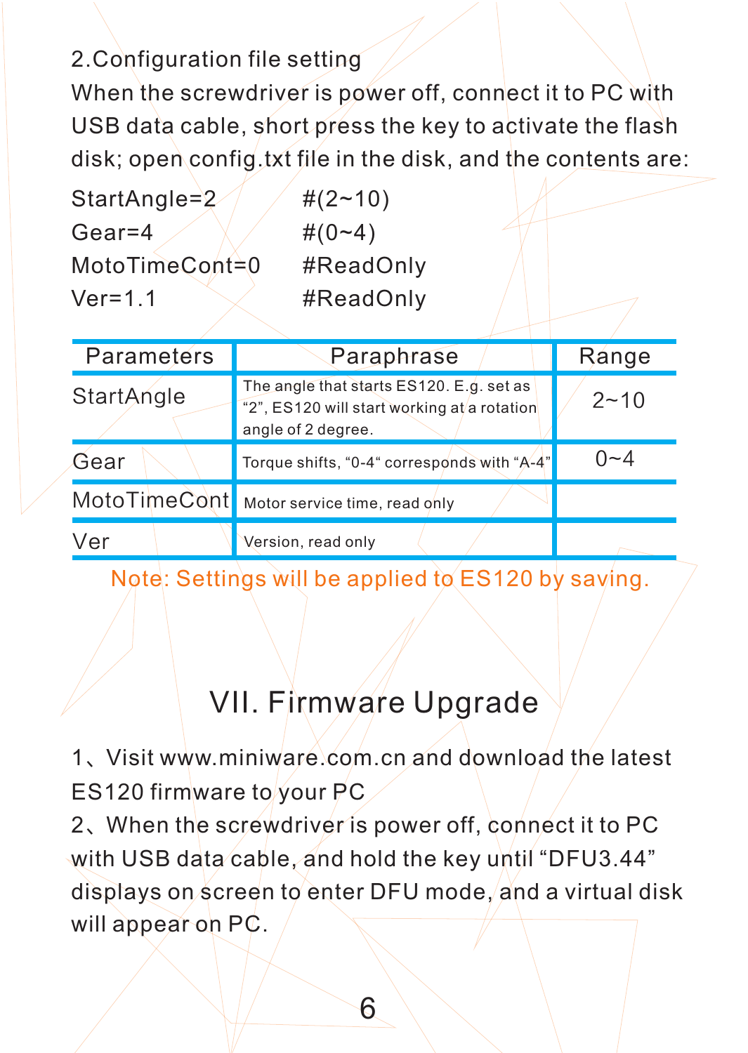2.Configuration file setting

When the screwdriver is power off, connect it to PC with USB data cable, short press the key to activate the flash disk; open config.txt file in the disk, and the contents are:

```
StartAngle=2        #(2~10)
Gear=4              #(0~4)
MotoTimeCont=0      #ReadOnly
Ver=1.1             #ReadOnly
```

| Parameters | Paraphrase | Range |
|---|---|---|
| StartAngle | The angle that starts ES120. E.g. set as “2”, ES120 will start working at a rotation angle of 2 degree. | 2~10 |
| Gear | Torque shifts, “0-4“ corresponds with “A-4” | 0~4 |
| MotoTimeCont | Motor service time, read only | |
| Ver | Version, read only | |

Note: Settings will be applied to ES120 by saving.

# VII. Firmware Upgrade

1、Visit www.miniware.com.cn and download the latest ES120 firmware to your PC

2、When the screwdriver is power off, connect it to PC with USB data cable, and hold the key until “DFU3.44” displays on screen to enter DFU mode, and a virtual disk will appear on PC.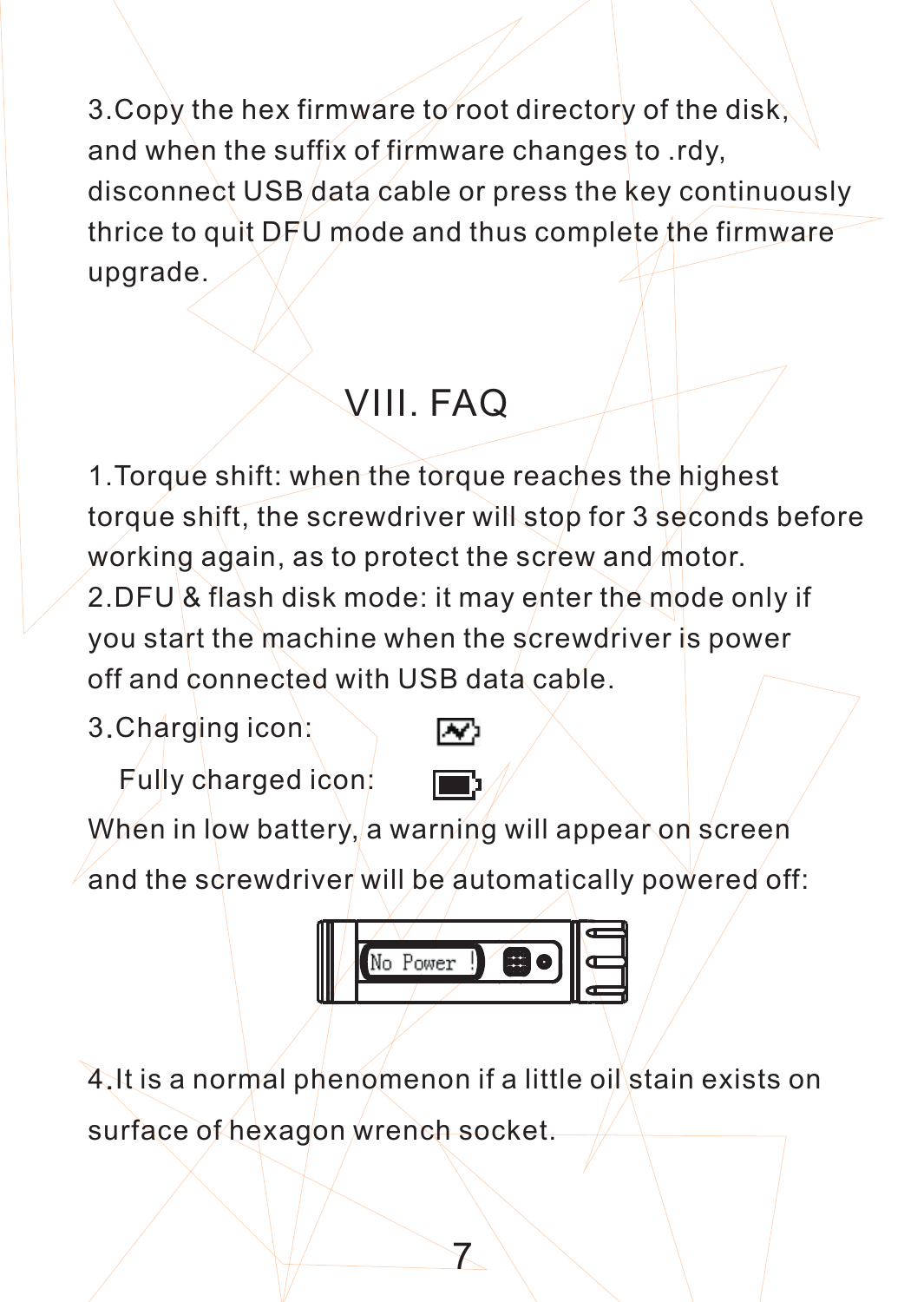3.Copy the hex firmware to root directory of the disk, and when the suffix of firmware changes to .rdy, disconnect USB data cable or press the key continuously thrice to quit DFU mode and thus complete the firmware upgrade.

# VIII. FAQ

1.Torque shift: when the torque reaches the highest torque shift, the screwdriver will stop for 3 seconds before working again, as to protect the screw and motor.

2.DFU & flash disk mode: it may enter the mode only if you start the machine when the screwdriver is power off and connected with USB data cable.

3.Charging icon:

Fully charged icon:

When in low battery, a warning will appear on screen and the screwdriver will be automatically powered off:

No Power !

4.It is a normal phenomenon if a little oil stain exists on surface of hexagon wrench socket.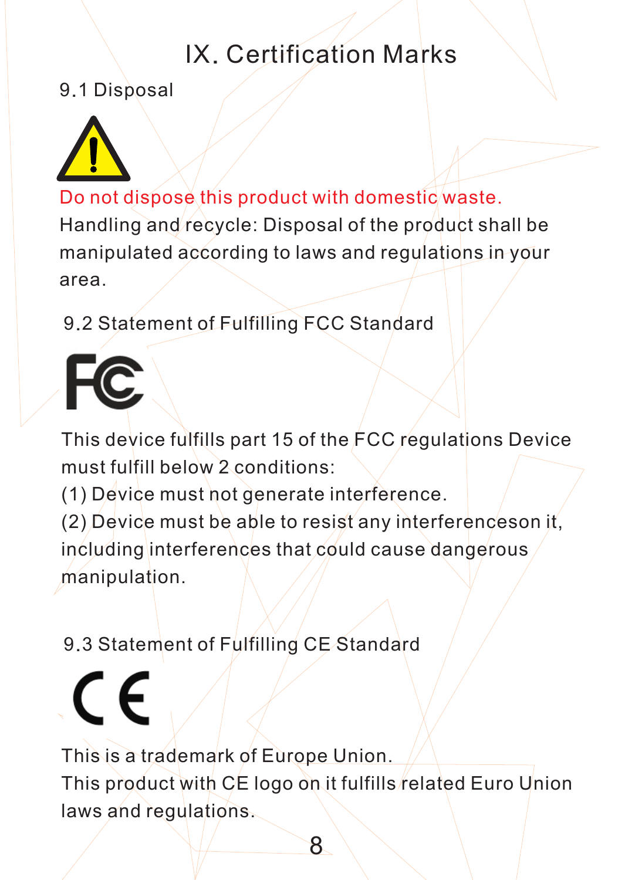# IX. Certification Marks

## 9.1 Disposal

Do not dispose this product with domestic waste.

Handling and recycle: Disposal of the product shall be manipulated according to laws and regulations in your area.

## 9.2 Statement of Fulfilling FCC Standard

This device fulfills part 15 of the FCC regulations Device must fulfill below 2 conditions:

(1) Device must not generate interference.

(2) Device must be able to resist any interferenceson it, including interferences that could cause dangerous manipulation.

## 9.3 Statement of Fulfilling CE Standard

This is a trademark of Europe Union.

This product with CE logo on it fulfills related Euro Union laws and regulations.